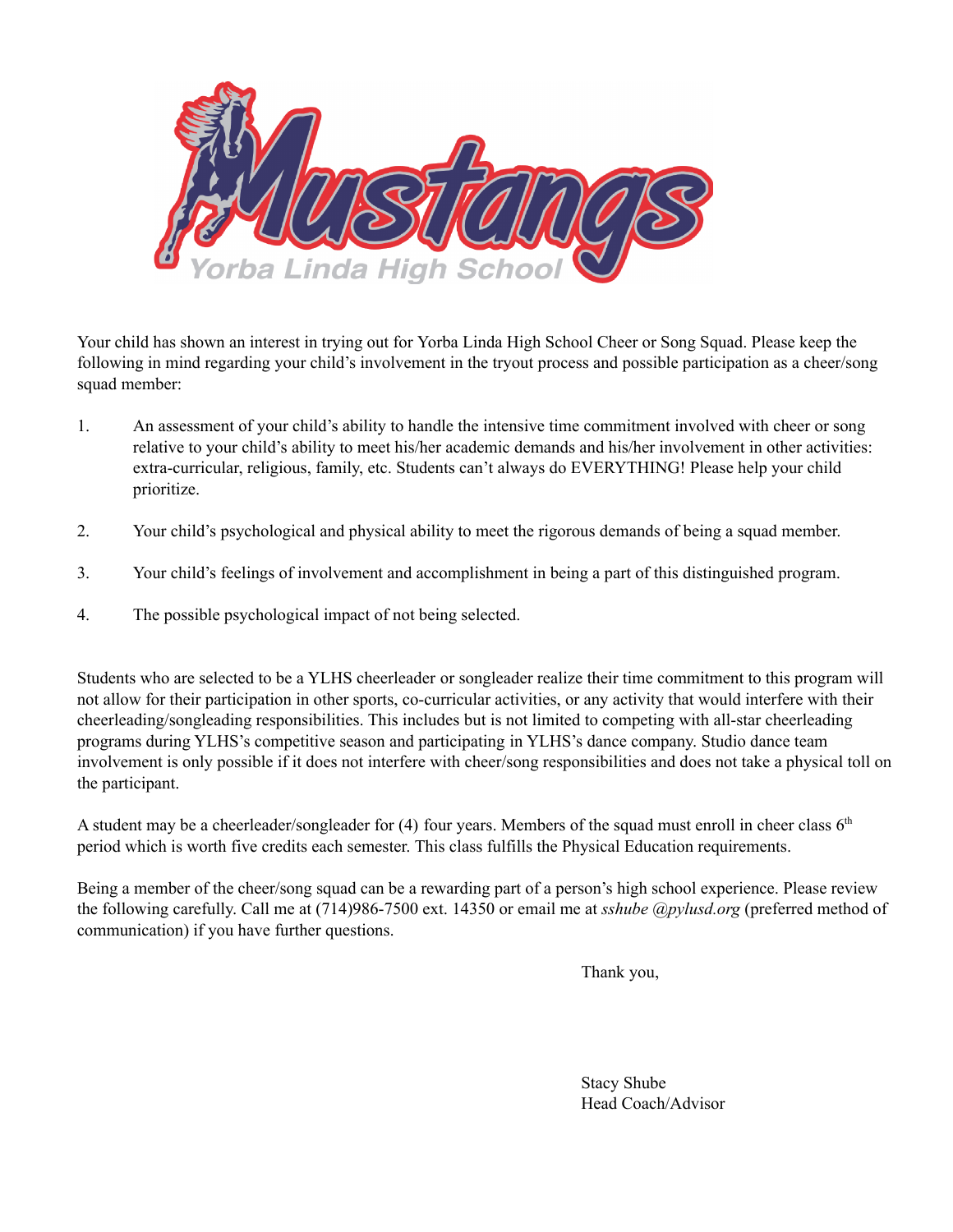Your child has shown an interest in trying out for Yorba Linda High School Cheer or Song Squad. Please keep the following in mind regarding your child's involvement in the tryout process and possible participation as a cheer/song squad member:

1. An assessment of your child's ability to handle the intensive time commitment involved with cheer or song relative to your child's ability to meet his/her academic demands and his/her involvement in other activities: extra-curricular, religious, family, etc. Students can't always do EVERYTHING! Please help your child prioritize.

2. Your child's psychological and physical ability to meet the rigorous demands of being a squad member.

3. Your child's feelings of involvement and accomplishment in being a part of this distinguished program.

4. The possible psychological impact of not being selected.

Students who are selected to be a YLHS cheerleader or songleader realize their time commitment to this program will not allow for their participation in other sports, co-curricular activities, or any activity that would interfere with their cheerleading/songleading responsibilities. This includes but is not limited to competing with all-star cheerleading programs during YLHS's competitive season and participating in YLHS's dance company. Studio dance team involvement is only possible if it does not interfere with cheer/song responsibilities and does not take a physical toll on the participant.

A student may be a cheerleader/songleader for (4) four years. Members of the squad must enroll in cheer class 6th period which is worth five credits each semester. This class fulfills the Physical Education requirements.

Being a member of the cheer/song squad can be a rewarding part of a person's high school experience. Please review the following carefully. Call me at (714)986-7500 ext. 14350 or email me at *sshube @pylusd.org* (preferred method of communication) if you have further questions.

Thank you,

Stacy Shube
Head Coach/Advisor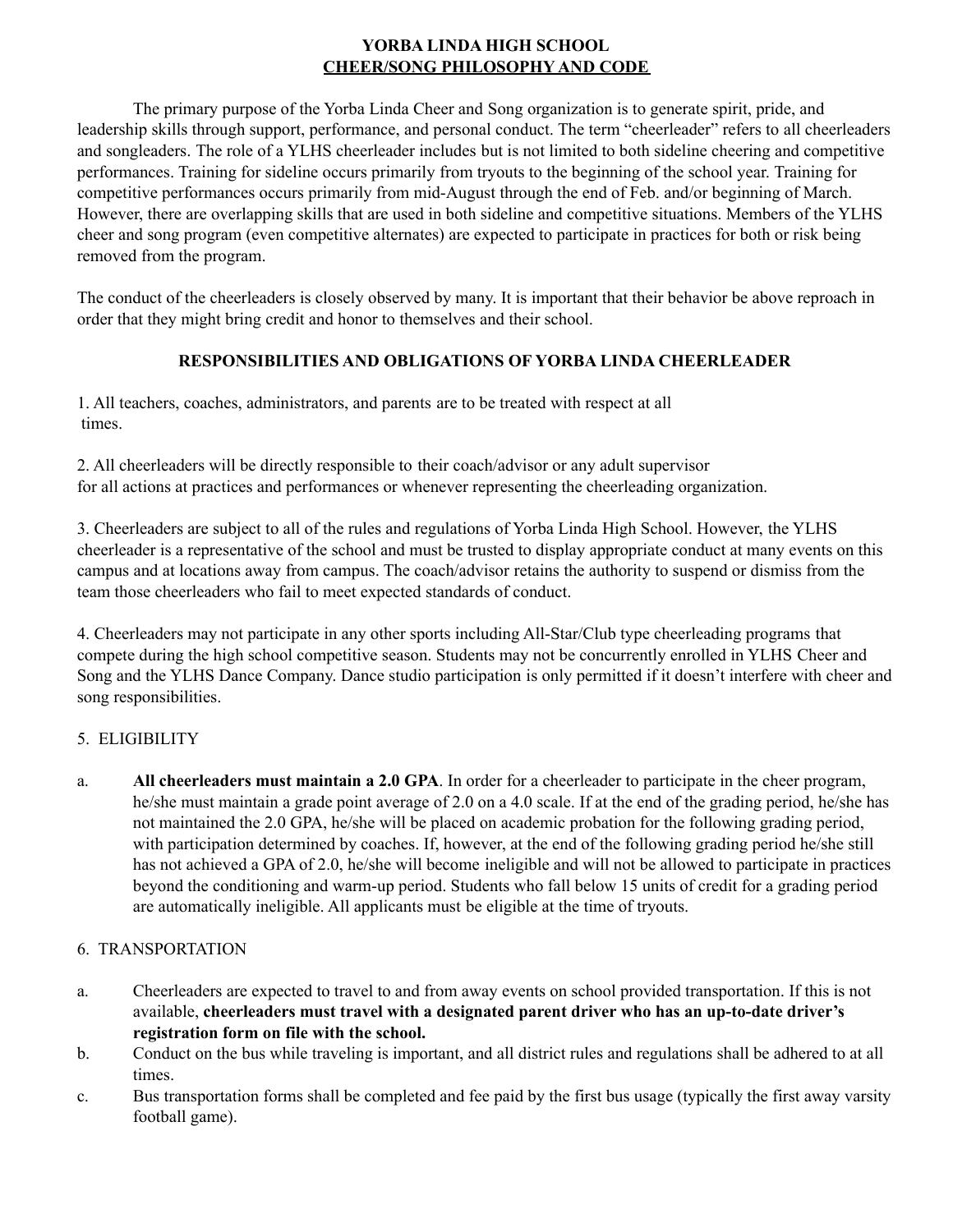# YORBA LINDA HIGH SCHOOL
## CHEER/SONG PHILOSOPHY AND CODE

The primary purpose of the Yorba Linda Cheer and Song organization is to generate spirit, pride, and leadership skills through support, performance, and personal conduct. The term "cheerleader" refers to all cheerleaders and songleaders. The role of a YLHS cheerleader includes but is not limited to both sideline cheering and competitive performances. Training for sideline occurs primarily from tryouts to the beginning of the school year. Training for competitive performances occurs primarily from mid-August through the end of Feb. and/or beginning of March. However, there are overlapping skills that are used in both sideline and competitive situations. Members of the YLHS cheer and song program (even competitive alternates) are expected to participate in practices for both or risk being removed from the program.

The conduct of the cheerleaders is closely observed by many. It is important that their behavior be above reproach in order that they might bring credit and honor to themselves and their school.

## RESPONSIBILITIES AND OBLIGATIONS OF YORBA LINDA CHEERLEADER

1. All teachers, coaches, administrators, and parents are to be treated with respect at all times.

2. All cheerleaders will be directly responsible to their coach/advisor or any adult supervisor for all actions at practices and performances or whenever representing the cheerleading organization.

3. Cheerleaders are subject to all of the rules and regulations of Yorba Linda High School. However, the YLHS cheerleader is a representative of the school and must be trusted to display appropriate conduct at many events on this campus and at locations away from campus. The coach/advisor retains the authority to suspend or dismiss from the team those cheerleaders who fail to meet expected standards of conduct.

4. Cheerleaders may not participate in any other sports including All-Star/Club type cheerleading programs that compete during the high school competitive season. Students may not be concurrently enrolled in YLHS Cheer and Song and the YLHS Dance Company. Dance studio participation is only permitted if it doesn't interfere with cheer and song responsibilities.

5. ELIGIBILITY

a. **All cheerleaders must maintain a 2.0 GPA**. In order for a cheerleader to participate in the cheer program, he/she must maintain a grade point average of 2.0 on a 4.0 scale. If at the end of the grading period, he/she has not maintained the 2.0 GPA, he/she will be placed on academic probation for the following grading period, with participation determined by coaches. If, however, at the end of the following grading period he/she still has not achieved a GPA of 2.0, he/she will become ineligible and will not be allowed to participate in practices beyond the conditioning and warm-up period. Students who fall below 15 units of credit for a grading period are automatically ineligible. All applicants must be eligible at the time of tryouts.

6. TRANSPORTATION

a. Cheerleaders are expected to travel to and from away events on school provided transportation. If this is not available, **cheerleaders must travel with a designated parent driver who has an up-to-date driver's registration form on file with the school.**

b. Conduct on the bus while traveling is important, and all district rules and regulations shall be adhered to at all times.

c. Bus transportation forms shall be completed and fee paid by the first bus usage (typically the first away varsity football game).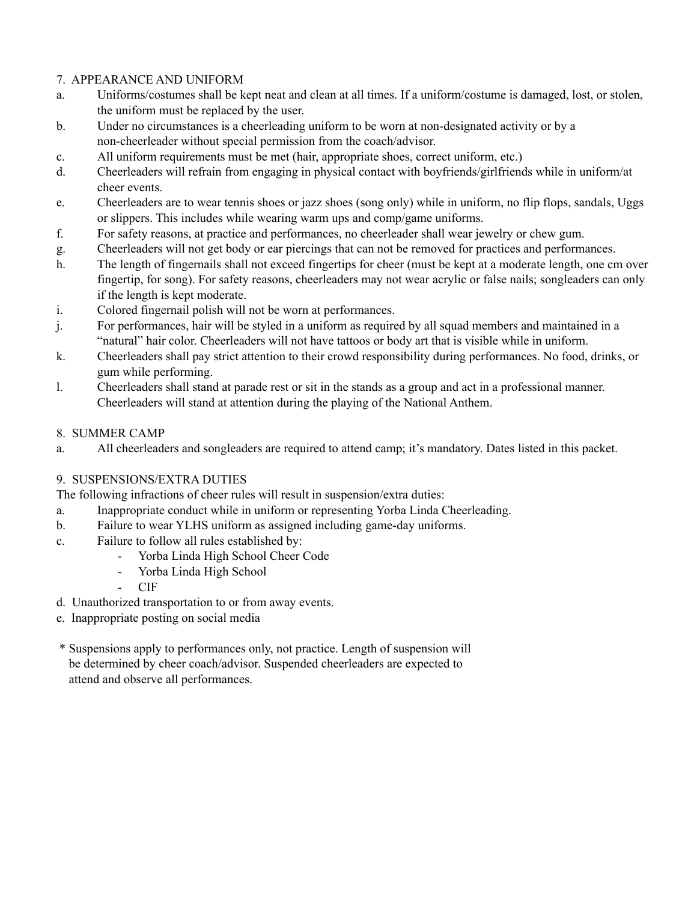## 7. APPEARANCE AND UNIFORM

a. Uniforms/costumes shall be kept neat and clean at all times. If a uniform/costume is damaged, lost, or stolen, the uniform must be replaced by the user.

b. Under no circumstances is a cheerleading uniform to be worn at non-designated activity or by a non-cheerleader without special permission from the coach/advisor.

c. All uniform requirements must be met (hair, appropriate shoes, correct uniform, etc.)

d. Cheerleaders will refrain from engaging in physical contact with boyfriends/girlfriends while in uniform/at cheer events.

e. Cheerleaders are to wear tennis shoes or jazz shoes (song only) while in uniform, no flip flops, sandals, Uggs or slippers. This includes while wearing warm ups and comp/game uniforms.

f. For safety reasons, at practice and performances, no cheerleader shall wear jewelry or chew gum.

g. Cheerleaders will not get body or ear piercings that can not be removed for practices and performances.

h. The length of fingernails shall not exceed fingertips for cheer (must be kept at a moderate length, one cm over fingertip, for song). For safety reasons, cheerleaders may not wear acrylic or false nails; songleaders can only if the length is kept moderate.

i. Colored fingernail polish will not be worn at performances.

j. For performances, hair will be styled in a uniform as required by all squad members and maintained in a "natural" hair color. Cheerleaders will not have tattoos or body art that is visible while in uniform.

k. Cheerleaders shall pay strict attention to their crowd responsibility during performances. No food, drinks, or gum while performing.

l. Cheerleaders shall stand at parade rest or sit in the stands as a group and act in a professional manner. Cheerleaders will stand at attention during the playing of the National Anthem.

## 8. SUMMER CAMP

a. All cheerleaders and songleaders are required to attend camp; it's mandatory. Dates listed in this packet.

## 9. SUSPENSIONS/EXTRA DUTIES

The following infractions of cheer rules will result in suspension/extra duties:

a. Inappropriate conduct while in uniform or representing Yorba Linda Cheerleading.

b. Failure to wear YLHS uniform as assigned including game-day uniforms.

c. Failure to follow all rules established by:
   - Yorba Linda High School Cheer Code
   - Yorba Linda High School
   - CIF

d. Unauthorized transportation to or from away events.

e. Inappropriate posting on social media

\* Suspensions apply to performances only, not practice. Length of suspension will be determined by cheer coach/advisor. Suspended cheerleaders are expected to attend and observe all performances.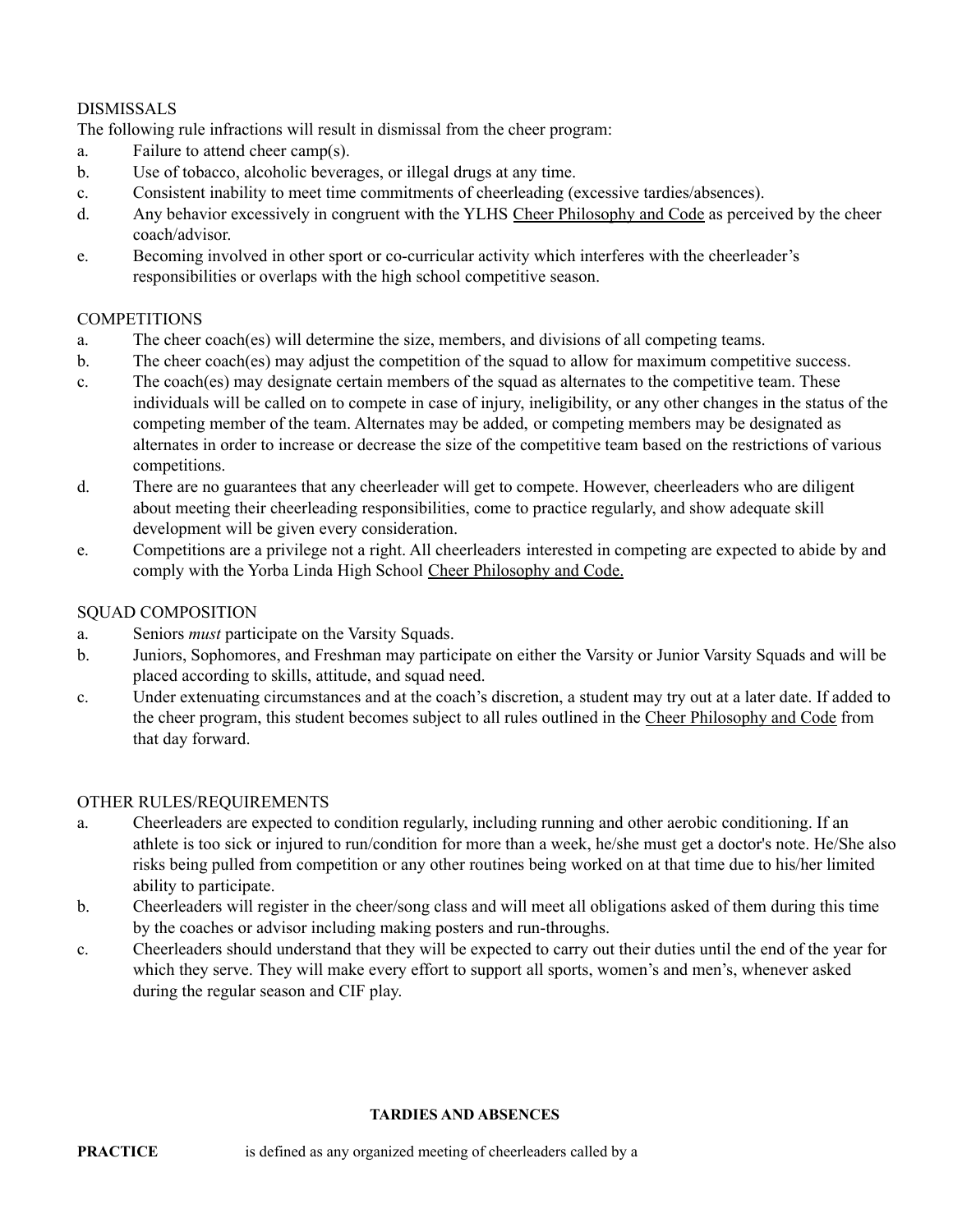DISMISSALS

The following rule infractions will result in dismissal from the cheer program:

a. Failure to attend cheer camp(s).
b. Use of tobacco, alcoholic beverages, or illegal drugs at any time.
c. Consistent inability to meet time commitments of cheerleading (excessive tardies/absences).
d. Any behavior excessively in congruent with the YLHS Cheer Philosophy and Code as perceived by the cheer coach/advisor.
e. Becoming involved in other sport or co-curricular activity which interferes with the cheerleader's responsibilities or overlaps with the high school competitive season.

COMPETITIONS

a. The cheer coach(es) will determine the size, members, and divisions of all competing teams.
b. The cheer coach(es) may adjust the competition of the squad to allow for maximum competitive success.
c. The coach(es) may designate certain members of the squad as alternates to the competitive team. These individuals will be called on to compete in case of injury, ineligibility, or any other changes in the status of the competing member of the team. Alternates may be added, or competing members may be designated as alternates in order to increase or decrease the size of the competitive team based on the restrictions of various competitions.
d. There are no guarantees that any cheerleader will get to compete. However, cheerleaders who are diligent about meeting their cheerleading responsibilities, come to practice regularly, and show adequate skill development will be given every consideration.
e. Competitions are a privilege not a right. All cheerleaders interested in competing are expected to abide by and comply with the Yorba Linda High School Cheer Philosophy and Code.

SQUAD COMPOSITION

a. Seniors *must* participate on the Varsity Squads.
b. Juniors, Sophomores, and Freshman may participate on either the Varsity or Junior Varsity Squads and will be placed according to skills, attitude, and squad need.
c. Under extenuating circumstances and at the coach's discretion, a student may try out at a later date. If added to the cheer program, this student becomes subject to all rules outlined in the Cheer Philosophy and Code from that day forward.

OTHER RULES/REQUIREMENTS

a. Cheerleaders are expected to condition regularly, including running and other aerobic conditioning. If an athlete is too sick or injured to run/condition for more than a week, he/she must get a doctor's note. He/She also risks being pulled from competition or any other routines being worked on at that time due to his/her limited ability to participate.
b. Cheerleaders will register in the cheer/song class and will meet all obligations asked of them during this time by the coaches or advisor including making posters and run-throughs.
c. Cheerleaders should understand that they will be expected to carry out their duties until the end of the year for which they serve. They will make every effort to support all sports, women's and men's, whenever asked during the regular season and CIF play.

**TARDIES AND ABSENCES**

**PRACTICE** is defined as any organized meeting of cheerleaders called by a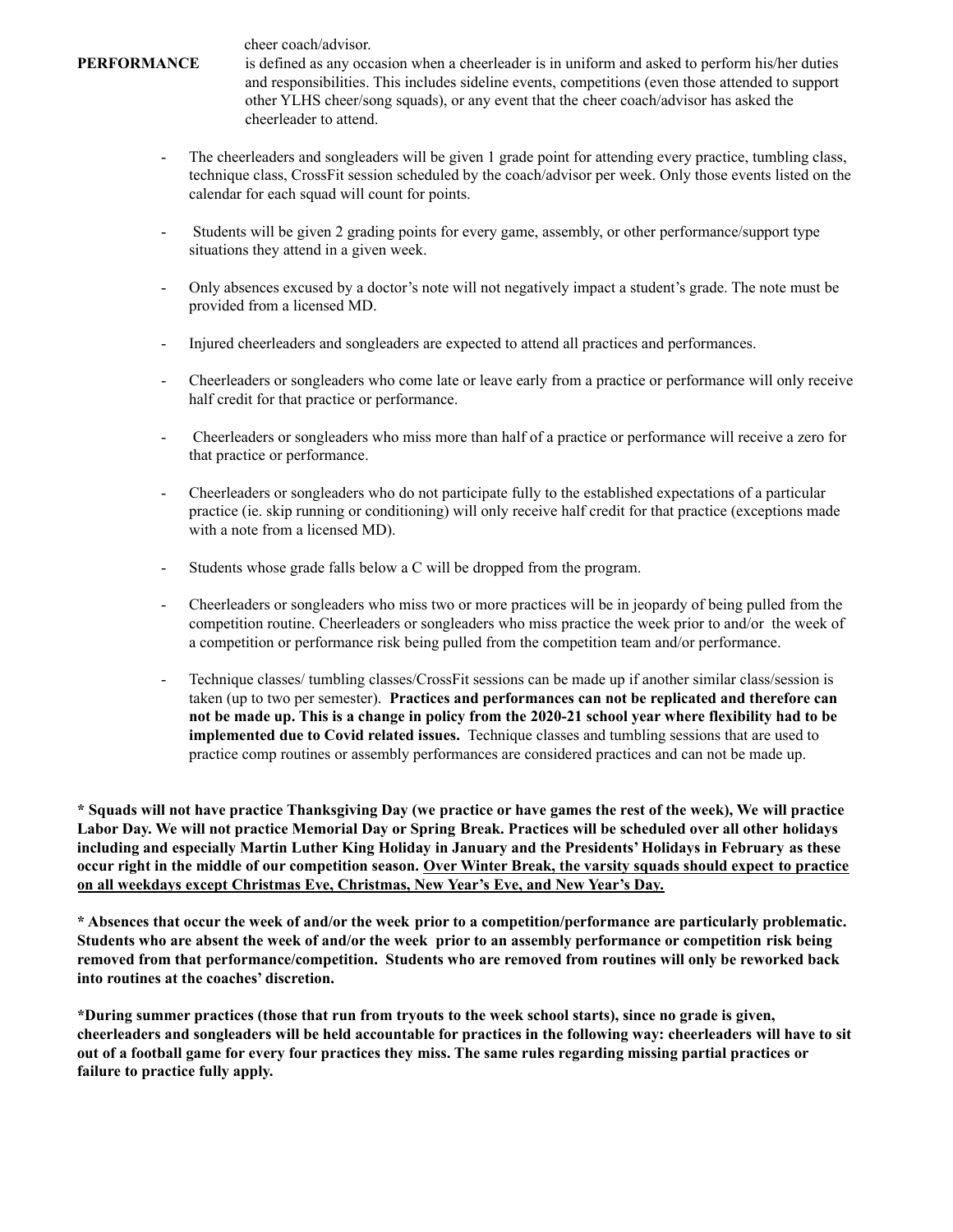cheer coach/advisor.

**PERFORMANCE** is defined as any occasion when a cheerleader is in uniform and asked to perform his/her duties and responsibilities. This includes sideline events, competitions (even those attended to support other YLHS cheer/song squads), or any event that the cheer coach/advisor has asked the cheerleader to attend.

- The cheerleaders and songleaders will be given 1 grade point for attending every practice, tumbling class, technique class, CrossFit session scheduled by the coach/advisor per week. Only those events listed on the calendar for each squad will count for points.
- Students will be given 2 grading points for every game, assembly, or other performance/support type situations they attend in a given week.
- Only absences excused by a doctor's note will not negatively impact a student's grade. The note must be provided from a licensed MD.
- Injured cheerleaders and songleaders are expected to attend all practices and performances.
- Cheerleaders or songleaders who come late or leave early from a practice or performance will only receive half credit for that practice or performance.
- Cheerleaders or songleaders who miss more than half of a practice or performance will receive a zero for that practice or performance.
- Cheerleaders or songleaders who do not participate fully to the established expectations of a particular practice (ie. skip running or conditioning) will only receive half credit for that practice (exceptions made with a note from a licensed MD).
- Students whose grade falls below a C will be dropped from the program.
- Cheerleaders or songleaders who miss two or more practices will be in jeopardy of being pulled from the competition routine. Cheerleaders or songleaders who miss practice the week prior to and/or the week of a competition or performance risk being pulled from the competition team and/or performance.
- Technique classes/ tumbling classes/CrossFit sessions can be made up if another similar class/session is taken (up to two per semester). **Practices and performances can not be replicated and therefore can not be made up. This is a change in policy from the 2020-21 school year where flexibility had to be implemented due to Covid related issues.** Technique classes and tumbling sessions that are used to practice comp routines or assembly performances are considered practices and can not be made up.

**\* Squads will not have practice Thanksgiving Day (we practice or have games the rest of the week), We will practice Labor Day. We will not practice Memorial Day or Spring Break. Practices will be scheduled over all other holidays including and especially Martin Luther King Holiday in January and the Presidents' Holidays in February as these occur right in the middle of our competition season. <u>Over Winter Break, the varsity squads should expect to practice on all weekdays except Christmas Eve, Christmas, New Year's Eve, and New Year's Day.</u>**

**\* Absences that occur the week of and/or the week prior to a competition/performance are particularly problematic. Students who are absent the week of and/or the week prior to an assembly performance or competition risk being removed from that performance/competition. Students who are removed from routines will only be reworked back into routines at the coaches' discretion.**

**\*During summer practices (those that run from tryouts to the week school starts), since no grade is given, cheerleaders and songleaders will be held accountable for practices in the following way: cheerleaders will have to sit out of a football game for every four practices they miss. The same rules regarding missing partial practices or failure to practice fully apply.**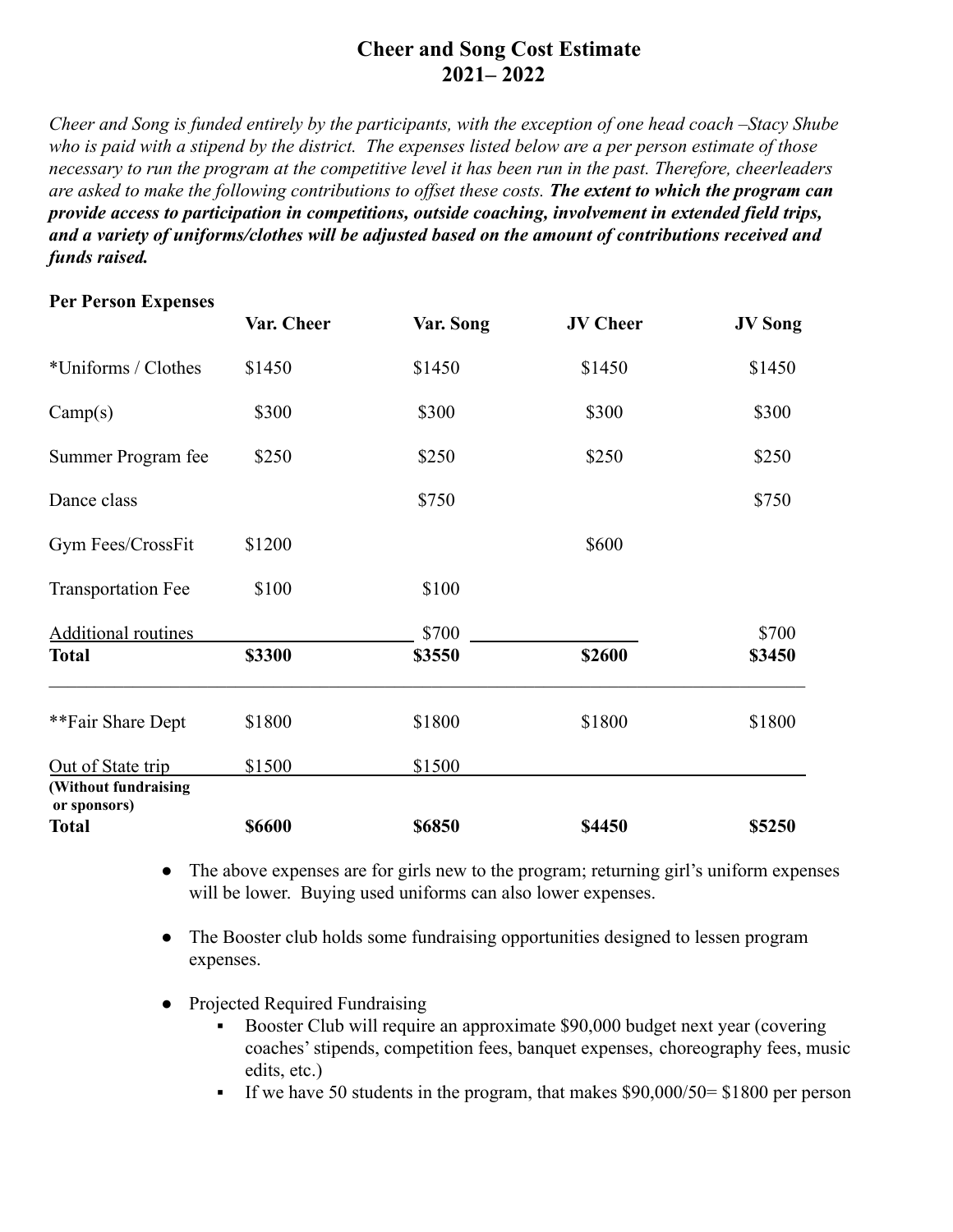# Cheer and Song Cost Estimate
# 2021– 2022

*Cheer and Song is funded entirely by the participants, with the exception of one head coach –Stacy Shube who is paid with a stipend by the district. The expenses listed below are a per person estimate of those necessary to run the program at the competitive level it has been run in the past. Therefore, cheerleaders are asked to make the following contributions to offset these costs.* ***The extent to which the program can provide access to participation in competitions, outside coaching, involvement in extended field trips, and a variety of uniforms/clothes will be adjusted based on the amount of contributions received and funds raised.***

**Per Person Expenses**

| | Var. Cheer | Var. Song | JV Cheer | JV Song |
|---|---|---|---|---|
| *Uniforms / Clothes | $1450 | $1450 | $1450 | $1450 |
| Camp(s) | $300 | $300 | $300 | $300 |
| Summer Program fee | $250 | $250 | $250 | $250 |
| Dance class | | $750 | | $750 |
| Gym Fees/CrossFit | $1200 | | $600 | |
| Transportation Fee | $100 | $100 | | |
| Additional routines | | $700 | | $700 |
| **Total** | **$3300** | **$3550** | **$2600** | **$3450** |
| **Fair Share Dept | $1800 | $1800 | $1800 | $1800 |
| Out of State trip **(Without fundraising or sponsors)** | $1500 | $1500 | | |
| **Total** | **$6600** | **$6850** | **$4450** | **$5250** |

- The above expenses are for girls new to the program; returning girl's uniform expenses will be lower. Buying used uniforms can also lower expenses.
- The Booster club holds some fundraising opportunities designed to lessen program expenses.
- Projected Required Fundraising
  - Booster Club will require an approximate $90,000 budget next year (covering coaches' stipends, competition fees, banquet expenses, choreography fees, music edits, etc.)
  - If we have 50 students in the program, that makes $90,000/50= $1800 per person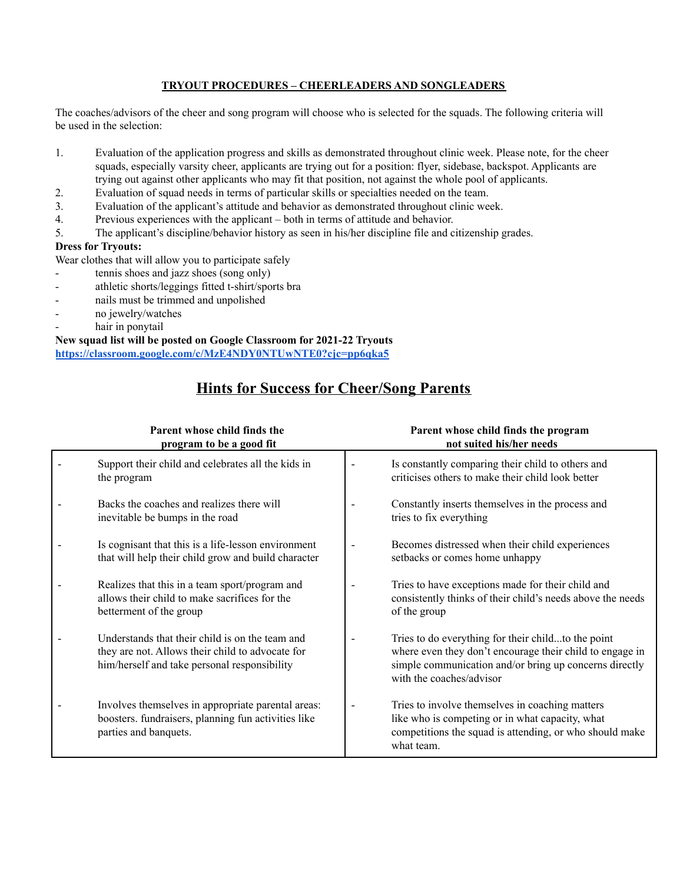**TRYOUT PROCEDURES – CHEERLEADERS AND SONGLEADERS**

The coaches/advisors of the cheer and song program will choose who is selected for the squads. The following criteria will be used in the selection:

1. Evaluation of the application progress and skills as demonstrated throughout clinic week. Please note, for the cheer squads, especially varsity cheer, applicants are trying out for a position: flyer, sidebase, backspot. Applicants are trying out against other applicants who may fit that position, not against the whole pool of applicants.
2. Evaluation of squad needs in terms of particular skills or specialties needed on the team.
3. Evaluation of the applicant's attitude and behavior as demonstrated throughout clinic week.
4. Previous experiences with the applicant – both in terms of attitude and behavior.
5. The applicant's discipline/behavior history as seen in his/her discipline file and citizenship grades.

**Dress for Tryouts:**

Wear clothes that will allow you to participate safely

- tennis shoes and jazz shoes (song only)
- athletic shorts/leggings fitted t-shirt/sports bra
- nails must be trimmed and unpolished
- no jewelry/watches
- hair in ponytail

**New squad list will be posted on Google Classroom for 2021-22 Tryouts**
**https://classroom.google.com/c/MzE4NDY0NTUwNTE0?cjc=pp6qka5**

## Hints for Success for Cheer/Song Parents

| Parent whose child finds the program to be a good fit | Parent whose child finds the program not suited his/her needs |
|---|---|
| - Support their child and celebrates all the kids in the program | - Is constantly comparing their child to others and criticises others to make their child look better |
| - Backs the coaches and realizes there will inevitable be bumps in the road | - Constantly inserts themselves in the process and tries to fix everything |
| - Is cognisant that this is a life-lesson environment that will help their child grow and build character | - Becomes distressed when their child experiences setbacks or comes home unhappy |
| - Realizes that this in a team sport/program and allows their child to make sacrifices for the betterment of the group | - Tries to have exceptions made for their child and consistently thinks of their child's needs above the needs of the group |
| - Understands that their child is on the team and they are not. Allows their child to advocate for him/herself and take personal responsibility | - Tries to do everything for their child...to the point where even they don't encourage their child to engage in simple communication and/or bring up concerns directly with the coaches/advisor |
| - Involves themselves in appropriate parental areas: boosters. fundraisers, planning fun activities like parties and banquets. | - Tries to involve themselves in coaching matters like who is competing or in what capacity, what competitions the squad is attending, or who should make what team. |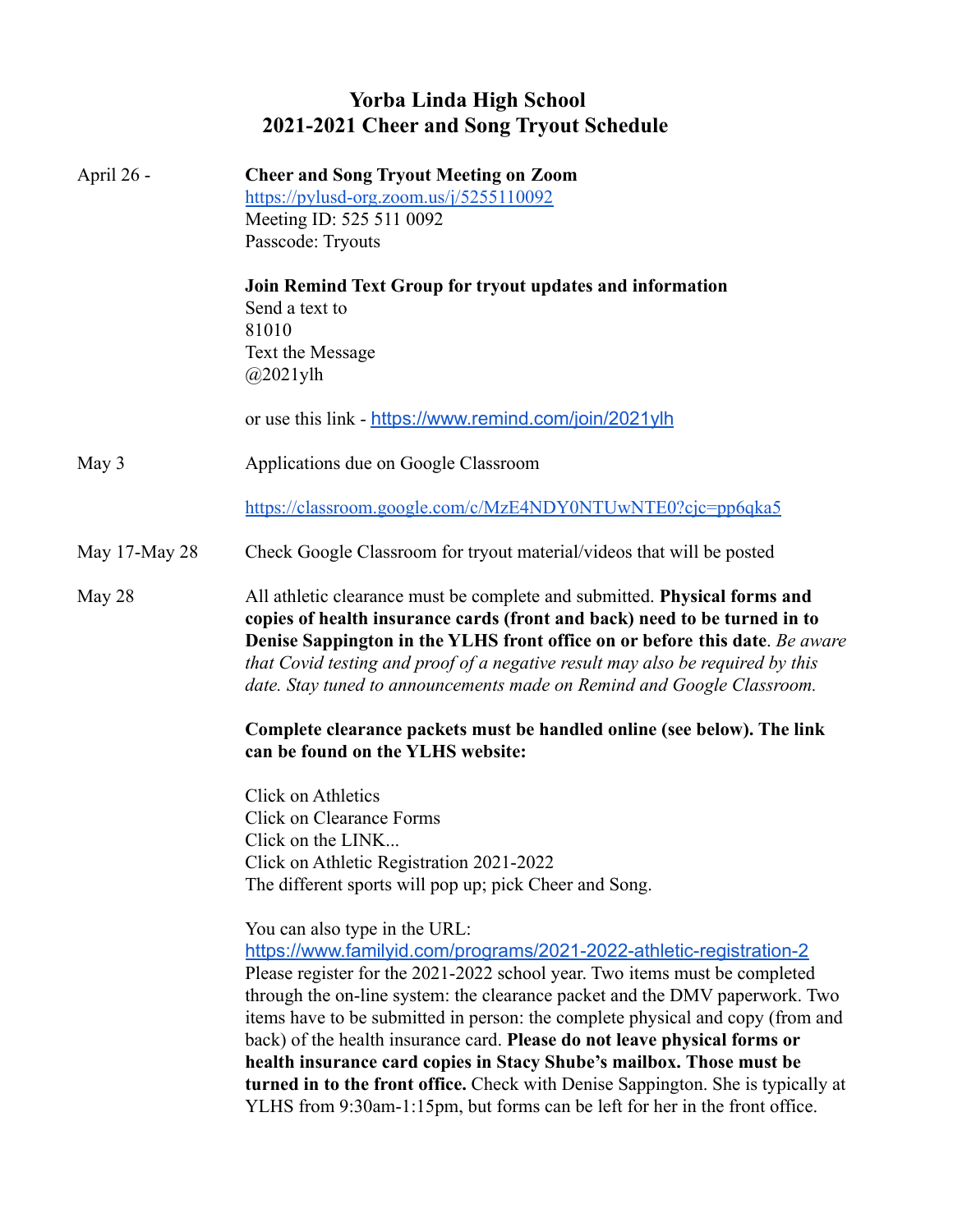# Yorba Linda High School
# 2021-2021 Cheer and Song Tryout Schedule

April 26 - **Cheer and Song Tryout Meeting on Zoom**
https://pylusd-org.zoom.us/j/5255110092
Meeting ID: 525 511 0092
Passcode: Tryouts

**Join Remind Text Group for tryout updates and information**
Send a text to
81010
Text the Message
@2021ylh

or use this link - https://www.remind.com/join/2021ylh

May 3 Applications due on Google Classroom

https://classroom.google.com/c/MzE4NDY0NTUwNTE0?cjc=pp6qka5

May 17-May 28 Check Google Classroom for tryout material/videos that will be posted

May 28 All athletic clearance must be complete and submitted. **Physical forms and copies of health insurance cards (front and back) need to be turned in to Denise Sappington in the YLHS front office on or before this date**. *Be aware that Covid testing and proof of a negative result may also be required by this date. Stay tuned to announcements made on Remind and Google Classroom.*

**Complete clearance packets must be handled online (see below). The link can be found on the YLHS website:**

Click on Athletics
Click on Clearance Forms
Click on the LINK...
Click on Athletic Registration 2021-2022
The different sports will pop up; pick Cheer and Song.

You can also type in the URL:
https://www.familyid.com/programs/2021-2022-athletic-registration-2
Please register for the 2021-2022 school year. Two items must be completed through the on-line system: the clearance packet and the DMV paperwork. Two items have to be submitted in person: the complete physical and copy (from and back) of the health insurance card. **Please do not leave physical forms or health insurance card copies in Stacy Shube's mailbox. Those must be turned in to the front office.** Check with Denise Sappington. She is typically at YLHS from 9:30am-1:15pm, but forms can be left for her in the front office.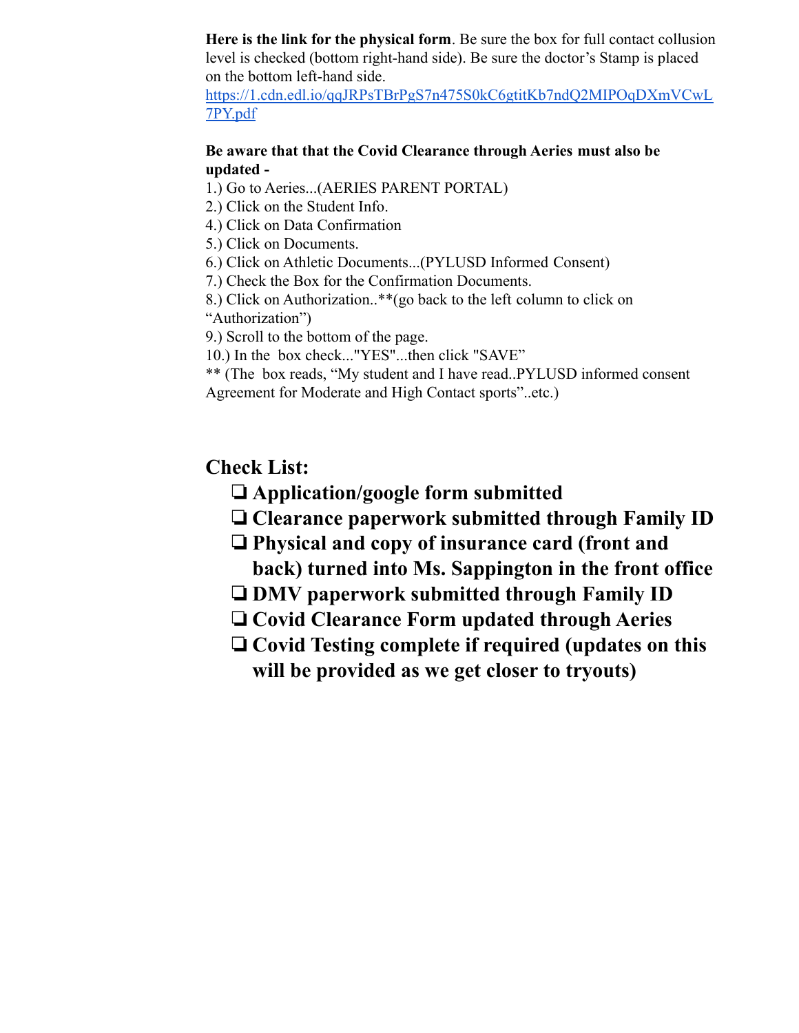**Here is the link for the physical form**. Be sure the box for full contact collusion level is checked (bottom right-hand side). Be sure the doctor's Stamp is placed on the bottom left-hand side.
https://1.cdn.edl.io/qqJRPsTBrPgS7n475S0kC6gtitKb7ndQ2MIPOqDXmVCwL7PY.pdf

**Be aware that that the Covid Clearance through Aeries must also be updated -**

1.) Go to Aeries...(AERIES PARENT PORTAL)
2.) Click on the Student Info.
4.) Click on Data Confirmation
5.) Click on Documents.
6.) Click on Athletic Documents...(PYLUSD Informed Consent)
7.) Check the Box for the Confirmation Documents.
8.) Click on Authorization..**(go back to the left column to click on "Authorization")
9.) Scroll to the bottom of the page.
10.) In the box check..."YES"...then click "SAVE"
** (The box reads, "My student and I have read..PYLUSD informed consent Agreement for Moderate and High Contact sports"..etc.)

## Check List:

- ❏ **Application/google form submitted**
- ❏ **Clearance paperwork submitted through Family ID**
- ❏ **Physical and copy of insurance card (front and back) turned into Ms. Sappington in the front office**
- ❏ **DMV paperwork submitted through Family ID**
- ❏ **Covid Clearance Form updated through Aeries**
- ❏ **Covid Testing complete if required (updates on this will be provided as we get closer to tryouts)**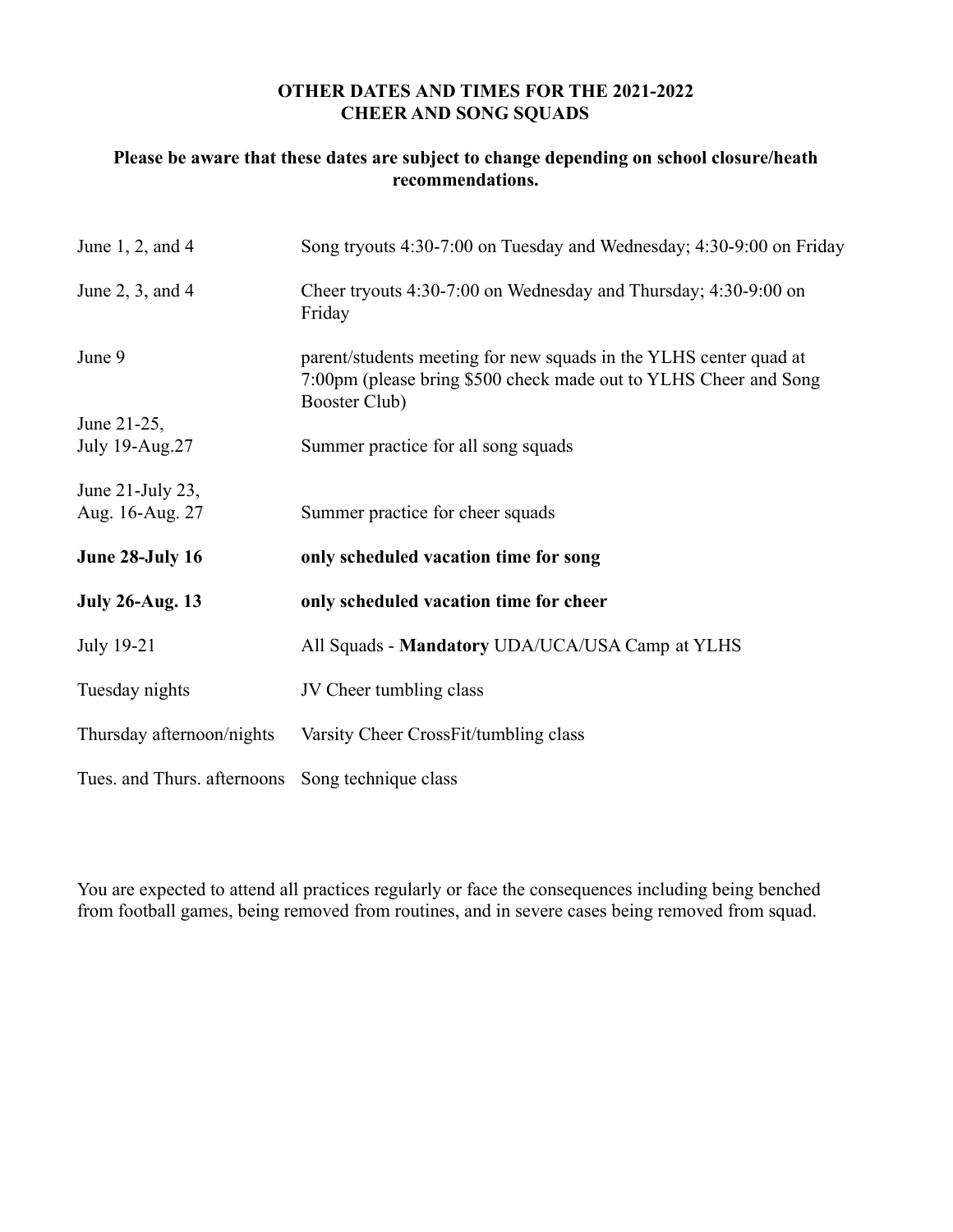**OTHER DATES AND TIMES FOR THE 2021-2022 CHEER AND SONG SQUADS**

**Please be aware that these dates are subject to change depending on school closure/heath recommendations.**

| | |
|---|---|
| June 1, 2, and 4 | Song tryouts 4:30-7:00 on Tuesday and Wednesday; 4:30-9:00 on Friday |
| June 2, 3, and 4 | Cheer tryouts 4:30-7:00 on Wednesday and Thursday; 4:30-9:00 on Friday |
| June 9 | parent/students meeting for new squads in the YLHS center quad at 7:00pm (please bring $500 check made out to YLHS Cheer and Song Booster Club) |
| June 21-25, July 19-Aug.27 | Summer practice for all song squads |
| June 21-July 23, Aug. 16-Aug. 27 | Summer practice for cheer squads |
| **June 28-July 16** | **only scheduled vacation time for song** |
| **July 26-Aug. 13** | **only scheduled vacation time for cheer** |
| July 19-21 | All Squads - **Mandatory** UDA/UCA/USA Camp at YLHS |
| Tuesday nights | JV Cheer tumbling class |
| Thursday afternoon/nights | Varsity Cheer CrossFit/tumbling class |
| Tues. and Thurs. afternoons | Song technique class |

You are expected to attend all practices regularly or face the consequences including being benched from football games, being removed from routines, and in severe cases being removed from squad.